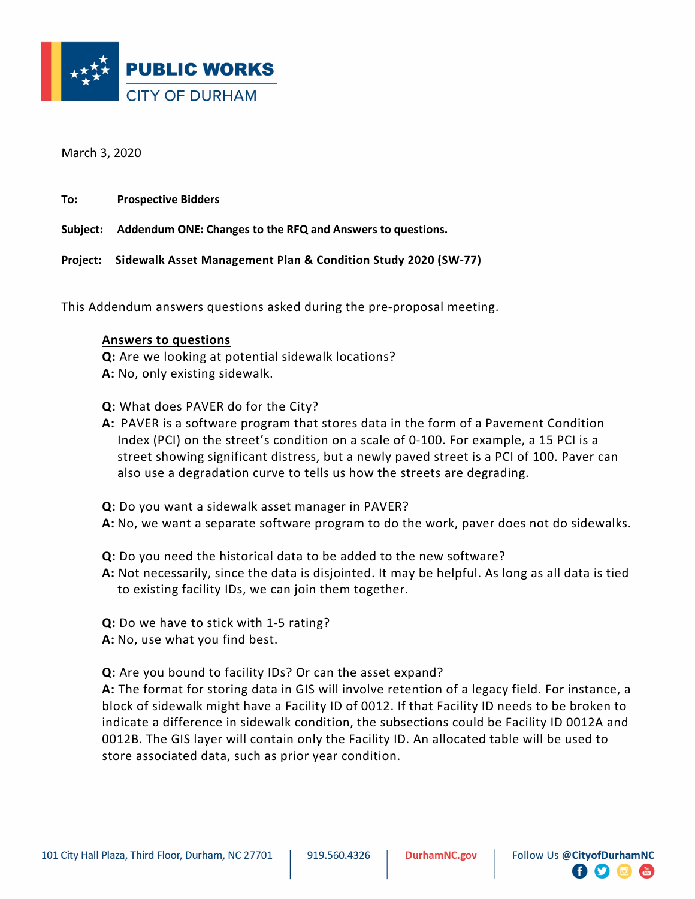**PUBLIC WORKS**
CITY OF DURHAM

March 3, 2020

**To:** **Prospective Bidders**

**Subject:** **Addendum ONE: Changes to the RFQ and Answers to questions.**

**Project:** **Sidewalk Asset Management Plan & Condition Study 2020 (SW-77)**

This Addendum answers questions asked during the pre-proposal meeting.

**Answers to questions**

**Q:** Are we looking at potential sidewalk locations?
**A:** No, only existing sidewalk.

**Q:** What does PAVER do for the City?
**A:** PAVER is a software program that stores data in the form of a Pavement Condition Index (PCI) on the street's condition on a scale of 0-100. For example, a 15 PCI is a street showing significant distress, but a newly paved street is a PCI of 100. Paver can also use a degradation curve to tells us how the streets are degrading.

**Q:** Do you want a sidewalk asset manager in PAVER?
**A:** No, we want a separate software program to do the work, paver does not do sidewalks.

**Q:** Do you need the historical data to be added to the new software?
**A:** Not necessarily, since the data is disjointed. It may be helpful. As long as all data is tied to existing facility IDs, we can join them together.

**Q:** Do we have to stick with 1-5 rating?
**A:** No, use what you find best.

**Q:** Are you bound to facility IDs? Or can the asset expand?
**A:** The format for storing data in GIS will involve retention of a legacy field. For instance, a block of sidewalk might have a Facility ID of 0012. If that Facility ID needs to be broken to indicate a difference in sidewalk condition, the subsections could be Facility ID 0012A and 0012B. The GIS layer will contain only the Facility ID. An allocated table will be used to store associated data, such as prior year condition.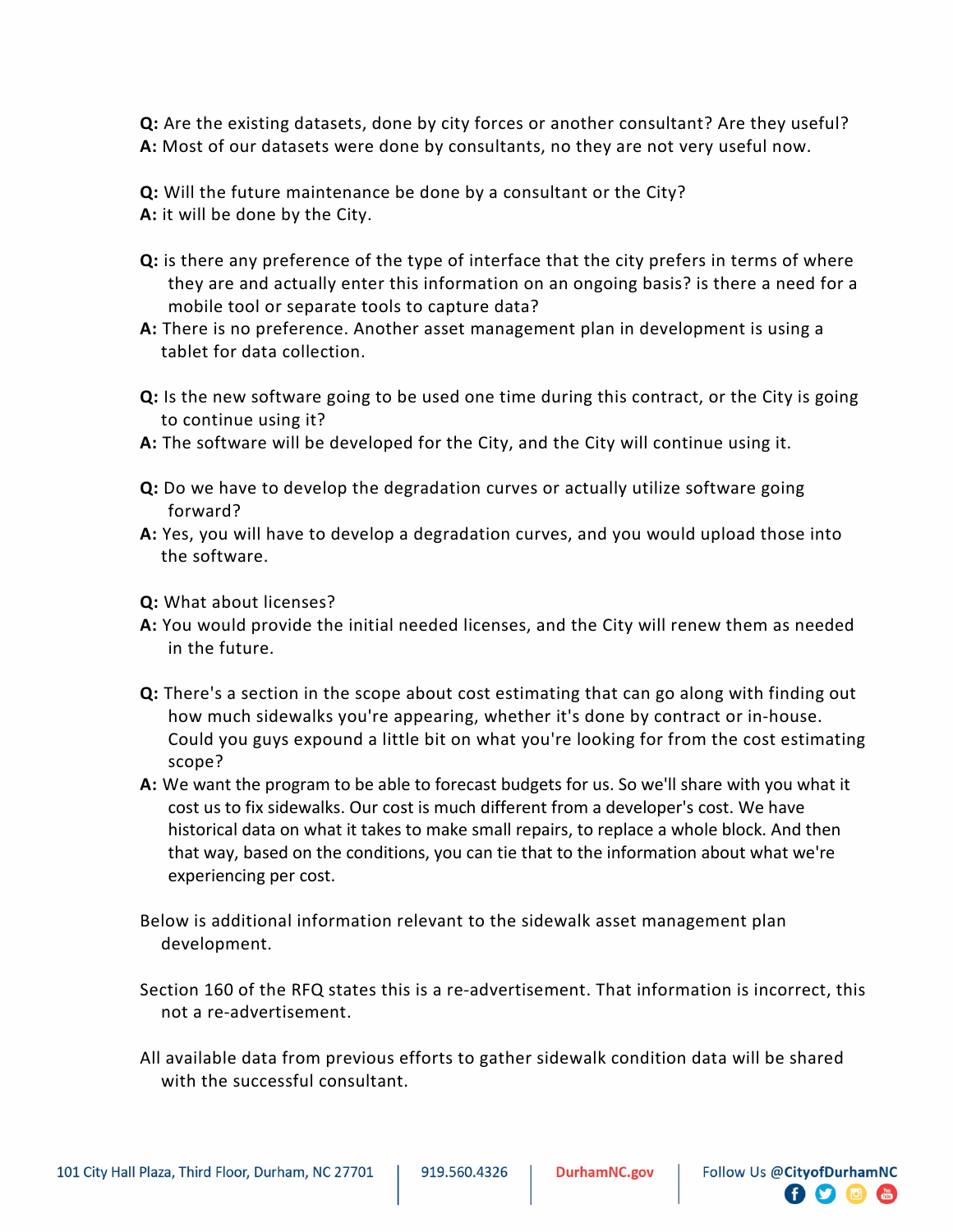**Q:** Are the existing datasets, done by city forces or another consultant? Are they useful?
**A:** Most of our datasets were done by consultants, no they are not very useful now.

**Q:** Will the future maintenance be done by a consultant or the City?
**A:** it will be done by the City.

**Q:** is there any preference of the type of interface that the city prefers in terms of where they are and actually enter this information on an ongoing basis? is there a need for a mobile tool or separate tools to capture data?
**A:** There is no preference. Another asset management plan in development is using a tablet for data collection.

**Q:** Is the new software going to be used one time during this contract, or the City is going to continue using it?
**A:** The software will be developed for the City, and the City will continue using it.

**Q:** Do we have to develop the degradation curves or actually utilize software going forward?
**A:** Yes, you will have to develop a degradation curves, and you would upload those into the software.

**Q:** What about licenses?
**A:** You would provide the initial needed licenses, and the City will renew them as needed in the future.

**Q:** There's a section in the scope about cost estimating that can go along with finding out how much sidewalks you're appearing, whether it's done by contract or in-house. Could you guys expound a little bit on what you're looking for from the cost estimating scope?
**A:** We want the program to be able to forecast budgets for us. So we'll share with you what it cost us to fix sidewalks. Our cost is much different from a developer's cost. We have historical data on what it takes to make small repairs, to replace a whole block. And then that way, based on the conditions, you can tie that to the information about what we're experiencing per cost.

Below is additional information relevant to the sidewalk asset management plan development.

Section 160 of the RFQ states this is a re-advertisement. That information is incorrect, this not a re-advertisement.

All available data from previous efforts to gather sidewalk condition data will be shared with the successful consultant.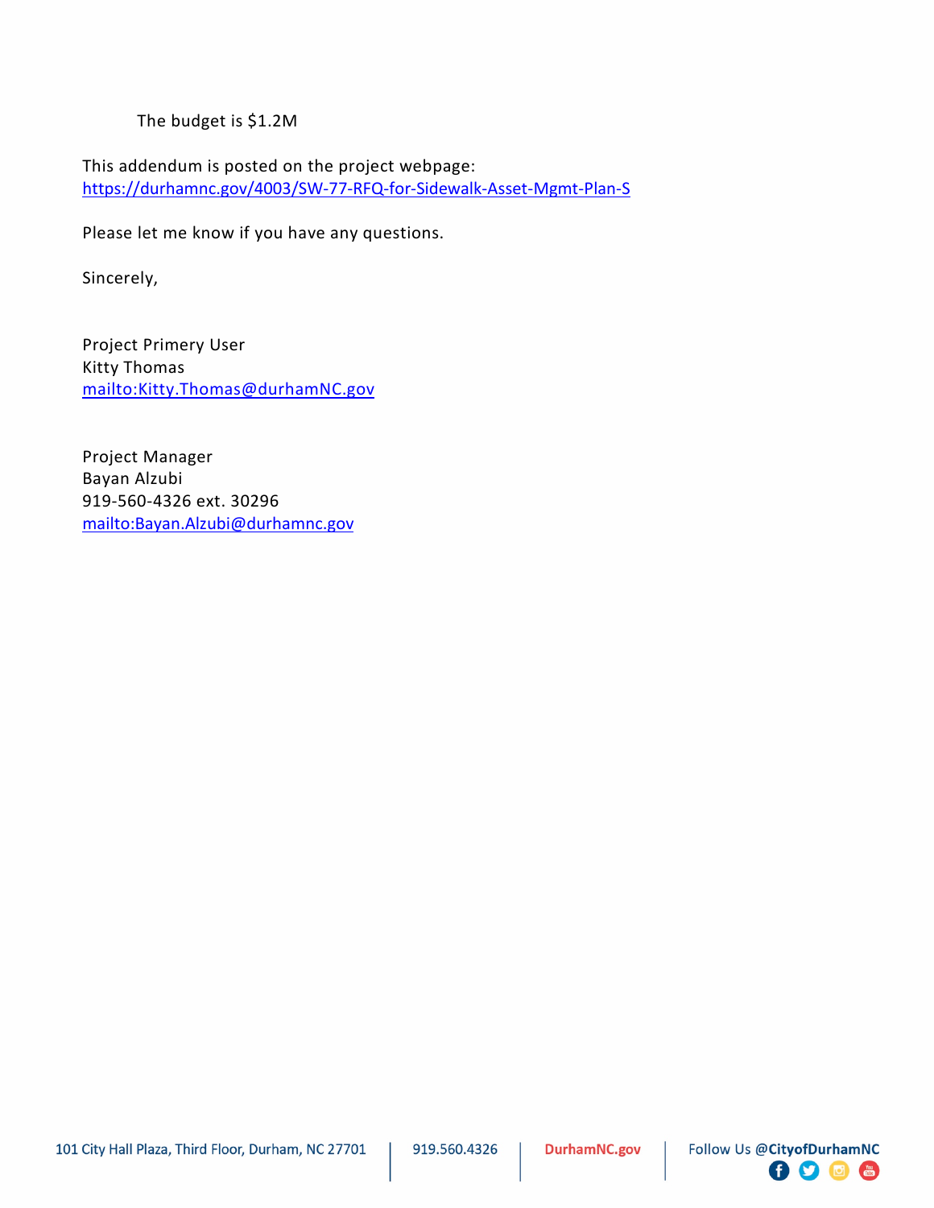The budget is $1.2M

This addendum is posted on the project webpage:
https://durhamnc.gov/4003/SW-77-RFQ-for-Sidewalk-Asset-Mgmt-Plan-S

Please let me know if you have any questions.

Sincerely,

Project Primery User
Kitty Thomas
mailto:Kitty.Thomas@durhamNC.gov

Project Manager
Bayan Alzubi
919-560-4326 ext. 30296
mailto:Bayan.Alzubi@durhamnc.gov